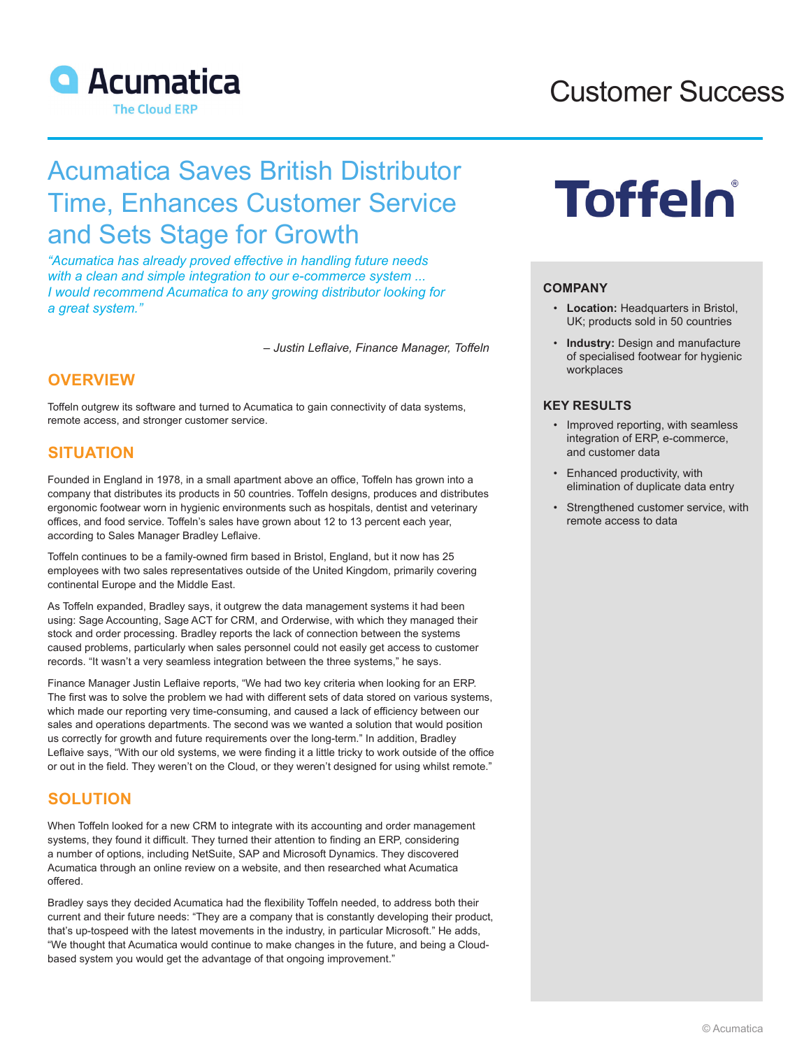Acumatica

The Cloud ERP

Customer Success

# Acumatica Saves British Distributor Time, Enhances Customer Service and Sets Stage for Growth

*"Acumatica has already proved effective in handling future needs with a clean and simple integration to our e-commerce system ... I would recommend Acumatica to any growing distributor looking for a great system."*

*– Justin Leflaive, Finance Manager, Toffeln*

Toffeln®

### COMPANY

- **Location:** Headquarters in Bristol, UK; products sold in 50 countries
- **Industry:** Design and manufacture of specialised footwear for hygienic workplaces

### KEY RESULTS

- Improved reporting, with seamless integration of ERP, e-commerce, and customer data
- Enhanced productivity, with elimination of duplicate data entry
- Strengthened customer service, with remote access to data

## OVERVIEW

Toffeln outgrew its software and turned to Acumatica to gain connectivity of data systems, remote access, and stronger customer service.

## SITUATION

Founded in England in 1978, in a small apartment above an office, Toffeln has grown into a company that distributes its products in 50 countries. Toffeln designs, produces and distributes ergonomic footwear worn in hygienic environments such as hospitals, dentist and veterinary offices, and food service. Toffeln's sales have grown about 12 to 13 percent each year, according to Sales Manager Bradley Leflaive.

Toffeln continues to be a family-owned firm based in Bristol, England, but it now has 25 employees with two sales representatives outside of the United Kingdom, primarily covering continental Europe and the Middle East.

As Toffeln expanded, Bradley says, it outgrew the data management systems it had been using: Sage Accounting, Sage ACT for CRM, and Orderwise, with which they managed their stock and order processing. Bradley reports the lack of connection between the systems caused problems, particularly when sales personnel could not easily get access to customer records. "It wasn't a very seamless integration between the three systems," he says.

Finance Manager Justin Leflaive reports, "We had two key criteria when looking for an ERP. The first was to solve the problem we had with different sets of data stored on various systems, which made our reporting very time-consuming, and caused a lack of efficiency between our sales and operations departments. The second was we wanted a solution that would position us correctly for growth and future requirements over the long-term." In addition, Bradley Leflaive says, "With our old systems, we were finding it a little tricky to work outside of the office or out in the field. They weren't on the Cloud, or they weren't designed for using whilst remote."

## SOLUTION

When Toffeln looked for a new CRM to integrate with its accounting and order management systems, they found it difficult. They turned their attention to finding an ERP, considering a number of options, including NetSuite, SAP and Microsoft Dynamics. They discovered Acumatica through an online review on a website, and then researched what Acumatica offered.

Bradley says they decided Acumatica had the flexibility Toffeln needed, to address both their current and their future needs: "They are a company that is constantly developing their product, that's up-tospeed with the latest movements in the industry, in particular Microsoft." He adds, "We thought that Acumatica would continue to make changes in the future, and being a Cloud-based system you would get the advantage of that ongoing improvement."

© Acumatica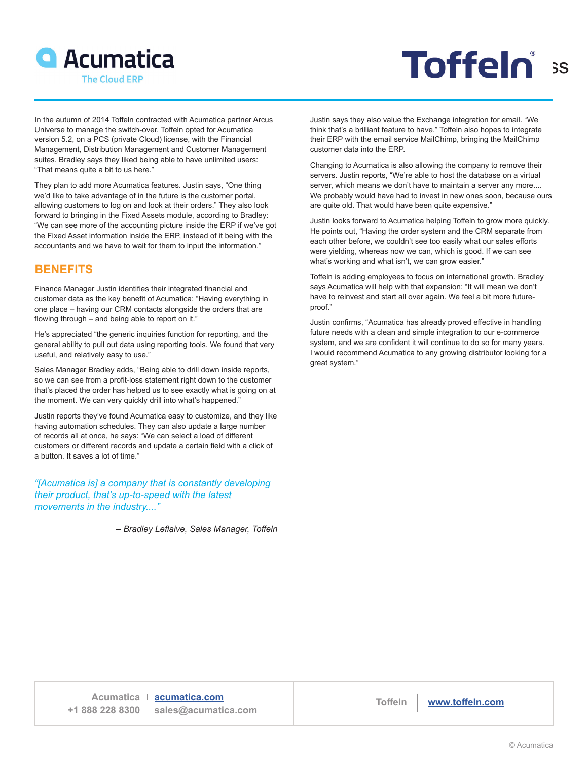In the autumn of 2014 Toffeln contracted with Acumatica partner Arcus Universe to manage the switch-over. Toffeln opted for Acumatica version 5.2, on a PCS (private Cloud) license, with the Financial Management, Distribution Management and Customer Management suites. Bradley says they liked being able to have unlimited users: "That means quite a bit to us here."

They plan to add more Acumatica features. Justin says, "One thing we'd like to take advantage of in the future is the customer portal, allowing customers to log on and look at their orders." They also look forward to bringing in the Fixed Assets module, according to Bradley: "We can see more of the accounting picture inside the ERP if we've got the Fixed Asset information inside the ERP, instead of it being with the accountants and we have to wait for them to input the information."

## BENEFITS

Finance Manager Justin identifies their integrated financial and customer data as the key benefit of Acumatica: "Having everything in one place – having our CRM contacts alongside the orders that are flowing through – and being able to report on it."

He's appreciated "the generic inquiries function for reporting, and the general ability to pull out data using reporting tools. We found that very useful, and relatively easy to use."

Sales Manager Bradley adds, "Being able to drill down inside reports, so we can see from a profit-loss statement right down to the customer that's placed the order has helped us to see exactly what is going on at the moment. We can very quickly drill into what's happened."

Justin reports they've found Acumatica easy to customize, and they like having automation schedules. They can also update a large number of records all at once, he says: "We can select a load of different customers or different records and update a certain field with a click of a button. It saves a lot of time."

*"[Acumatica is] a company that is constantly developing their product, that's up-to-speed with the latest movements in the industry...."*

*– Bradley Leflaive, Sales Manager, Toffeln*

Justin says they also value the Exchange integration for email. "We think that's a brilliant feature to have." Toffeln also hopes to integrate their ERP with the email service MailChimp, bringing the MailChimp customer data into the ERP.

Changing to Acumatica is also allowing the company to remove their servers. Justin reports, "We're able to host the database on a virtual server, which means we don't have to maintain a server any more.... We probably would have had to invest in new ones soon, because ours are quite old. That would have been quite expensive."

Justin looks forward to Acumatica helping Toffeln to grow more quickly. He points out, "Having the order system and the CRM separate from each other before, we couldn't see too easily what our sales efforts were yielding, whereas now we can, which is good. If we can see what's working and what isn't, we can grow easier."

Toffeln is adding employees to focus on international growth. Bradley says Acumatica will help with that expansion: "It will mean we don't have to reinvest and start all over again. We feel a bit more future-proof."

Justin confirms, "Acumatica has already proved effective in handling future needs with a clean and simple integration to our e-commerce system, and we are confident it will continue to do so for many years. I would recommend Acumatica to any growing distributor looking for a great system."

Acumatica | acumatica.com
+1 888 228 8300 sales@acumatica.com

Toffeln | www.toffeln.com